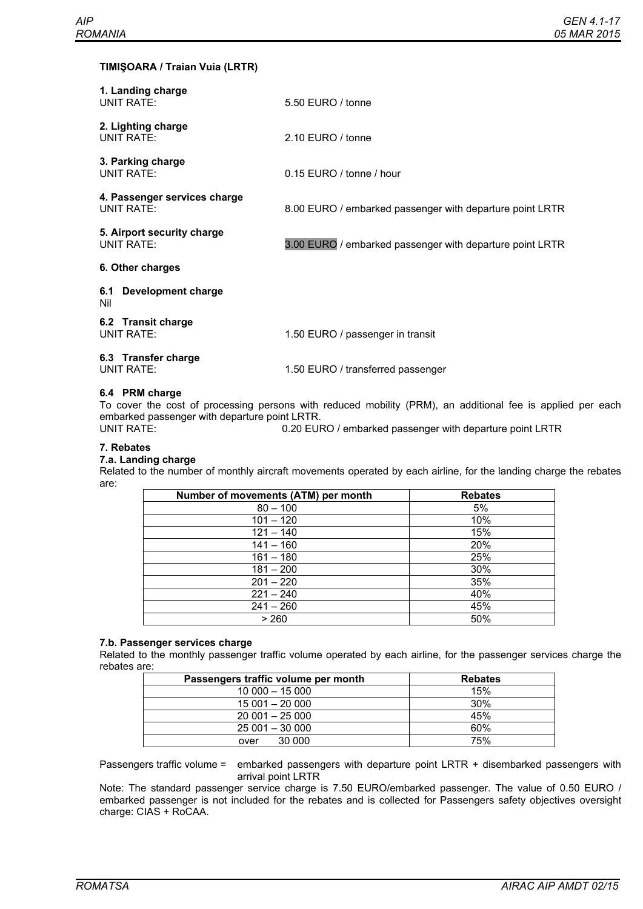### TIMIŞOARA / Traian Vuia (LRTR)

**1. Landing charge**
UNIT RATE: 5.50 EURO / tonne

**2. Lighting charge**
UNIT RATE: 2.10 EURO / tonne

**3. Parking charge**
UNIT RATE: 0.15 EURO / tonne / hour

**4. Passenger services charge**
UNIT RATE: 8.00 EURO / embarked passenger with departure point LRTR

**5. Airport security charge**
UNIT RATE: 3.00 EURO / embarked passenger with departure point LRTR

**6. Other charges**

**6.1 Development charge**
Nil

**6.2 Transit charge**
UNIT RATE: 1.50 EURO / passenger in transit

**6.3 Transfer charge**
UNIT RATE: 1.50 EURO / transferred passenger

**6.4 PRM charge**
To cover the cost of processing persons with reduced mobility (PRM), an additional fee is applied per each embarked passenger with departure point LRTR.
UNIT RATE: 0.20 EURO / embarked passenger with departure point LRTR

**7. Rebates**

**7.a. Landing charge**
Related to the number of monthly aircraft movements operated by each airline, for the landing charge the rebates are:

| Number of movements (ATM) per month | Rebates |
|---|---|
| 80 – 100 | 5% |
| 101 – 120 | 10% |
| 121 – 140 | 15% |
| 141 – 160 | 20% |
| 161 – 180 | 25% |
| 181 – 200 | 30% |
| 201 – 220 | 35% |
| 221 – 240 | 40% |
| 241 – 260 | 45% |
| > 260 | 50% |

**7.b. Passenger services charge**
Related to the monthly passenger traffic volume operated by each airline, for the passenger services charge the rebates are:

| Passengers traffic volume per month | Rebates |
|---|---|
| 10 000 – 15 000 | 15% |
| 15 001 – 20 000 | 30% |
| 20 001 – 25 000 | 45% |
| 25 001 – 30 000 | 60% |
| over 30 000 | 75% |

Passengers traffic volume = embarked passengers with departure point LRTR + disembarked passengers with arrival point LRTR

Note: The standard passenger service charge is 7.50 EURO/embarked passenger. The value of 0.50 EURO / embarked passenger is not included for the rebates and is collected for Passengers safety objectives oversight charge: CIAS + RoCAA.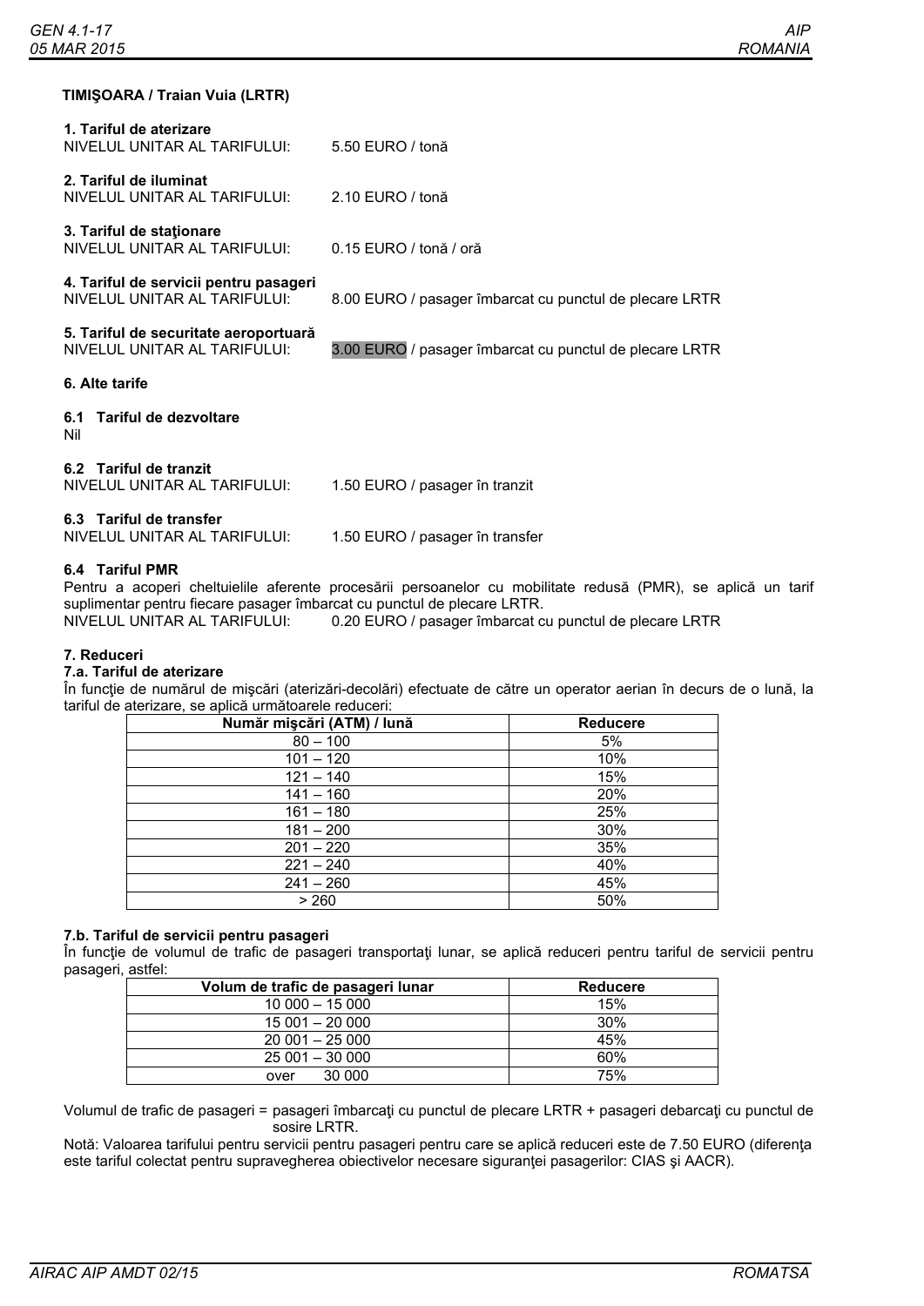### TIMIŞOARA / Traian Vuia (LRTR)

**1. Tariful de aterizare**
NIVELUL UNITAR AL TARIFULUI: 5.50 EURO / tonă

**2. Tariful de iluminat**
NIVELUL UNITAR AL TARIFULUI: 2.10 EURO / tonă

**3. Tariful de staţionare**
NIVELUL UNITAR AL TARIFULUI: 0.15 EURO / tonă / oră

**4. Tariful de servicii pentru pasageri**
NIVELUL UNITAR AL TARIFULUI: 8.00 EURO / pasager îmbarcat cu punctul de plecare LRTR

**5. Tariful de securitate aeroportuară**
NIVELUL UNITAR AL TARIFULUI: 3.00 EURO / pasager îmbarcat cu punctul de plecare LRTR

**6. Alte tarife**

**6.1 Tariful de dezvoltare**
Nil

**6.2 Tariful de tranzit**
NIVELUL UNITAR AL TARIFULUI: 1.50 EURO / pasager în tranzit

**6.3 Tariful de transfer**
NIVELUL UNITAR AL TARIFULUI: 1.50 EURO / pasager în transfer

**6.4 Tariful PMR**
Pentru a acoperi cheltuielile aferente procesării persoanelor cu mobilitate redusă (PMR), se aplică un tarif suplimentar pentru fiecare pasager îmbarcat cu punctul de plecare LRTR.
NIVELUL UNITAR AL TARIFULUI: 0.20 EURO / pasager îmbarcat cu punctul de plecare LRTR

**7. Reduceri**
**7.a. Tariful de aterizare**
În funcţie de numărul de mişcări (aterizări-decolări) efectuate de către un operator aerian în decurs de o lună, la tariful de aterizare, se aplică următoarele reduceri:

| Număr mişcări (ATM) / lună | Reducere |
|---|---|
| 80 – 100 | 5% |
| 101 – 120 | 10% |
| 121 – 140 | 15% |
| 141 – 160 | 20% |
| 161 – 180 | 25% |
| 181 – 200 | 30% |
| 201 – 220 | 35% |
| 221 – 240 | 40% |
| 241 – 260 | 45% |
| > 260 | 50% |

**7.b. Tariful de servicii pentru pasageri**
În funcţie de volumul de trafic de pasageri transportaţi lunar, se aplică reduceri pentru tariful de servicii pentru pasageri, astfel:

| Volum de trafic de pasageri lunar | Reducere |
|---|---|
| 10 000 – 15 000 | 15% |
| 15 001 – 20 000 | 30% |
| 20 001 – 25 000 | 45% |
| 25 001 – 30 000 | 60% |
| over 30 000 | 75% |

Volumul de trafic de pasageri = pasageri îmbarcaţi cu punctul de plecare LRTR + pasageri debarcaţi cu punctul de sosire LRTR.

Notă: Valoarea tarifului pentru servicii pentru pasageri pentru care se aplică reduceri este de 7.50 EURO (diferenţa este tariful colectat pentru supravegherea obiectivelor necesare siguranţei pasagerilor: CIAS şi AACR).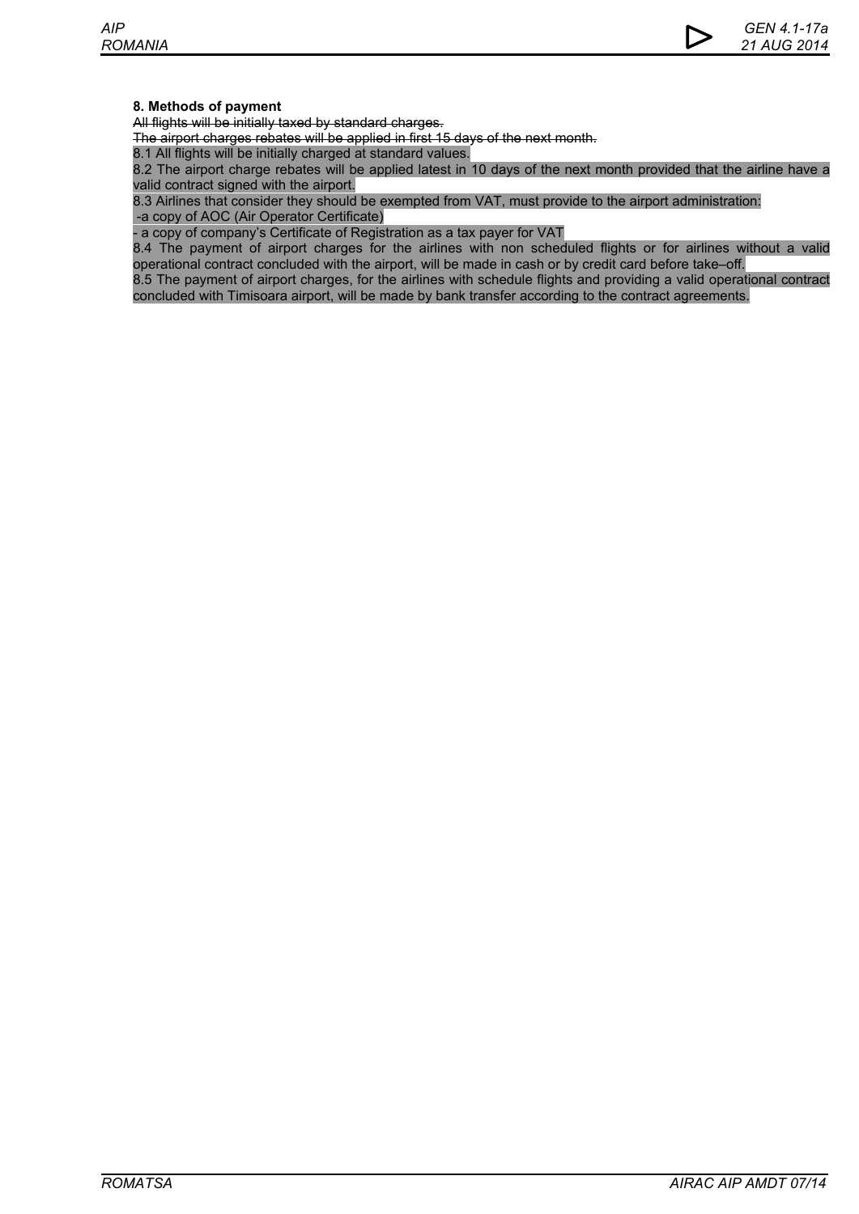### 8. Methods of payment

~~All flights will be initially taxed by standard charges.~~

~~The airport charges rebates will be applied in first 15 days of the next month.~~

8.1 All flights will be initially charged at standard values.

8.2 The airport charge rebates will be applied latest in 10 days of the next month provided that the airline have a valid contract signed with the airport.

8.3 Airlines that consider they should be exempted from VAT, must provide to the airport administration:

-a copy of AOC (Air Operator Certificate)

- a copy of company's Certificate of Registration as a tax payer for VAT

8.4 The payment of airport charges for the airlines with non scheduled flights or for airlines without a valid operational contract concluded with the airport, will be made in cash or by credit card before take–off.

8.5 The payment of airport charges, for the airlines with schedule flights and providing a valid operational contract concluded with Timisoara airport, will be made by bank transfer according to the contract agreements.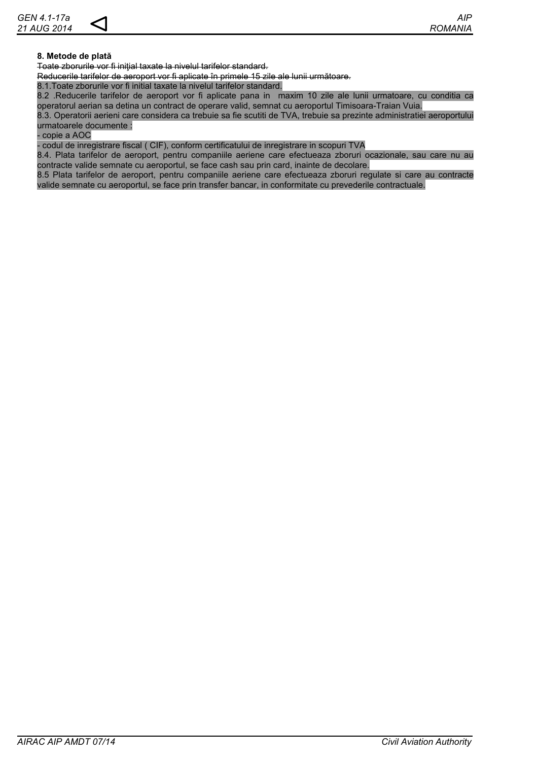**8. Metode de plată**

~~Toate zborurile vor fi iniţial taxate la nivelul tarifelor standard.~~

~~Reducerile tarifelor de aeroport vor fi aplicate în primele 15 zile ale lunii următoare.~~

8.1.Toate zborurile vor fi initial taxate la nivelul tarifelor standard.

8.2 .Reducerile tarifelor de aeroport vor fi aplicate pana in maxim 10 zile ale lunii urmatoare, cu conditia ca operatorul aerian sa detina un contract de operare valid, semnat cu aeroportul Timisoara-Traian Vuia.

8.3. Operatorii aerieni care considera ca trebuie sa fie scutiti de TVA, trebuie sa prezinte administratiei aeroportului urmatoarele documente :

- copie a AOC
- codul de inregistrare fiscal ( CIF), conform certificatului de inregistrare in scopuri TVA

8.4. Plata tarifelor de aeroport, pentru companiile aeriene care efectueaza zboruri ocazionale, sau care nu au contracte valide semnate cu aeroportul, se face cash sau prin card, inainte de decolare.

8.5 Plata tarifelor de aeroport, pentru companiile aeriene care efectueaza zboruri regulate si care au contracte valide semnate cu aeroportul, se face prin transfer bancar, in conformitate cu prevederile contractuale.